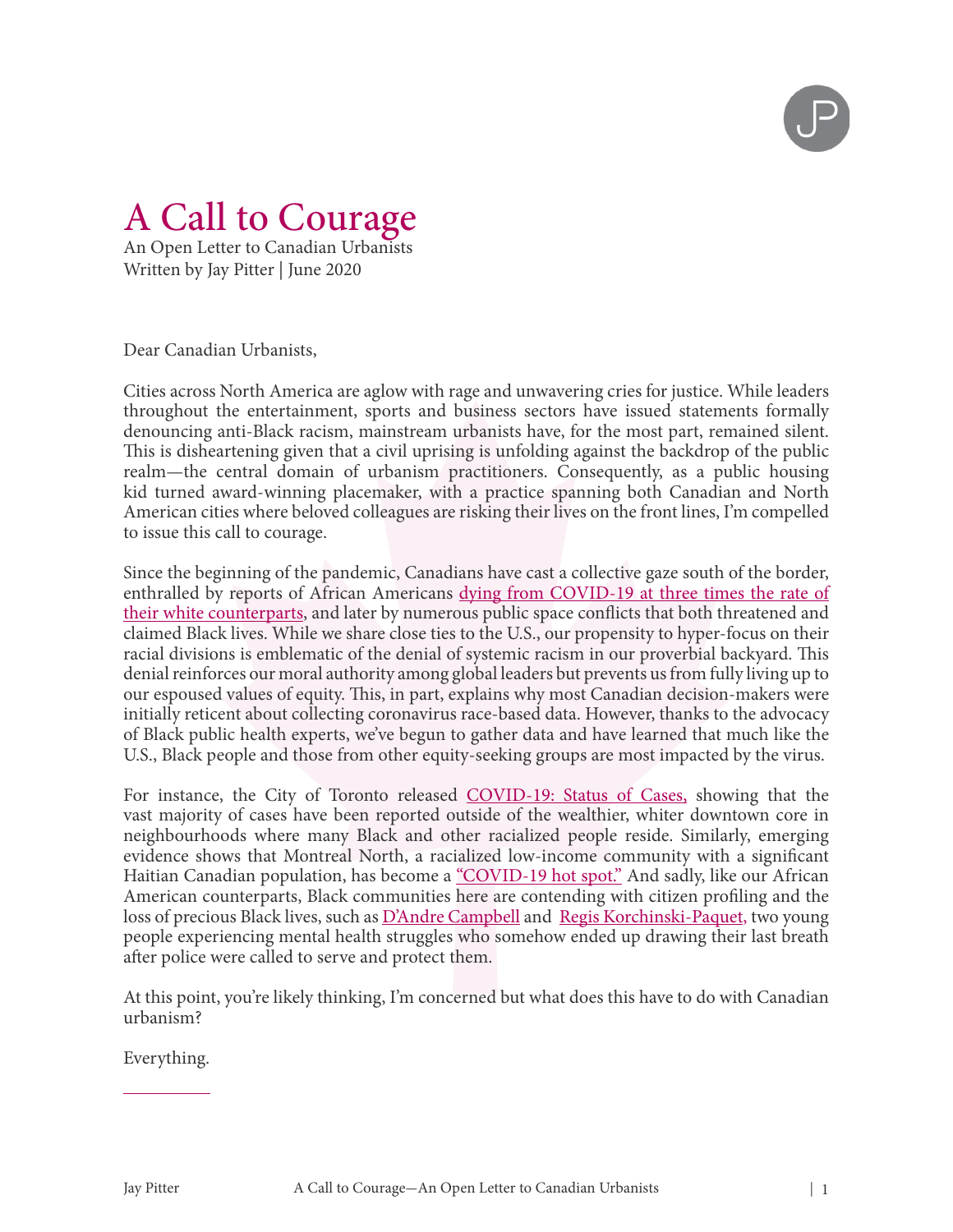# A Call to Courage

An Open Letter to Canadian Urbanists
Written by Jay Pitter | June 2020

Dear Canadian Urbanists,

Cities across North America are aglow with rage and unwavering cries for justice. While leaders throughout the entertainment, sports and business sectors have issued statements formally denouncing anti-Black racism, mainstream urbanists have, for the most part, remained silent. This is disheartening given that a civil uprising is unfolding against the backdrop of the public realm—the central domain of urbanism practitioners. Consequently, as a public housing kid turned award-winning placemaker, with a practice spanning both Canadian and North American cities where beloved colleagues are risking their lives on the front lines, I'm compelled to issue this call to courage.

Since the beginning of the pandemic, Canadians have cast a collective gaze south of the border, enthralled by reports of African Americans dying from COVID-19 at three times the rate of their white counterparts, and later by numerous public space conflicts that both threatened and claimed Black lives. While we share close ties to the U.S., our propensity to hyper-focus on their racial divisions is emblematic of the denial of systemic racism in our proverbial backyard. This denial reinforces our moral authority among global leaders but prevents us from fully living up to our espoused values of equity. This, in part, explains why most Canadian decision-makers were initially reticent about collecting coronavirus race-based data. However, thanks to the advocacy of Black public health experts, we've begun to gather data and have learned that much like the U.S., Black people and those from other equity-seeking groups are most impacted by the virus.

For instance, the City of Toronto released COVID-19: Status of Cases, showing that the vast majority of cases have been reported outside of the wealthier, whiter downtown core in neighbourhoods where many Black and other racialized people reside. Similarly, emerging evidence shows that Montreal North, a racialized low-income community with a significant Haitian Canadian population, has become a "COVID-19 hot spot." And sadly, like our African American counterparts, Black communities here are contending with citizen profiling and the loss of precious Black lives, such as D'Andre Campbell and Regis Korchinski-Paquet, two young people experiencing mental health struggles who somehow ended up drawing their last breath after police were called to serve and protect them.

At this point, you're likely thinking, I'm concerned but what does this have to do with Canadian urbanism?

Everything.

---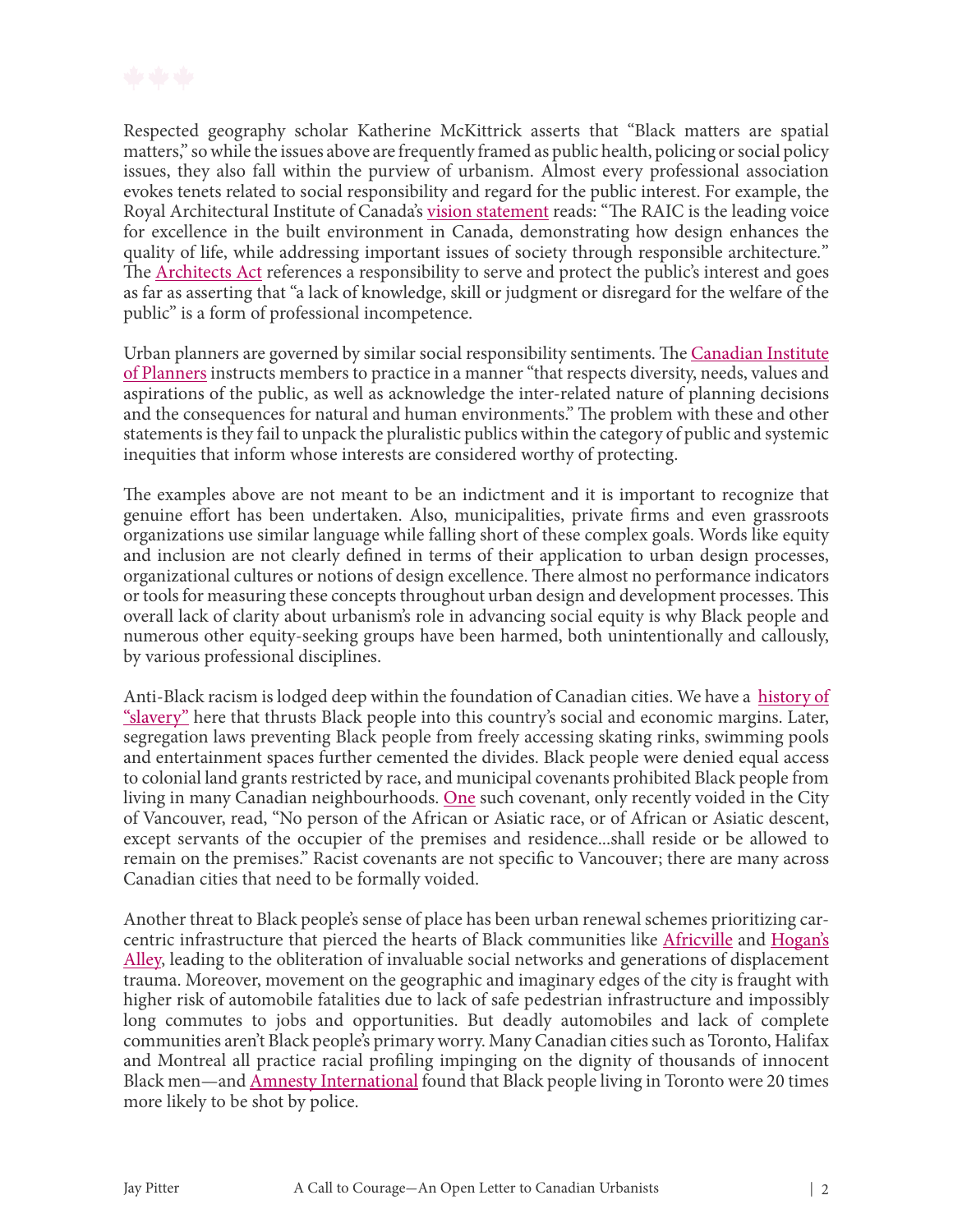Respected geography scholar Katherine McKittrick asserts that "Black matters are spatial matters," so while the issues above are frequently framed as public health, policing or social policy issues, they also fall within the purview of urbanism. Almost every professional association evokes tenets related to social responsibility and regard for the public interest. For example, the Royal Architectural Institute of Canada's vision statement reads: "The RAIC is the leading voice for excellence in the built environment in Canada, demonstrating how design enhances the quality of life, while addressing important issues of society through responsible architecture." The Architects Act references a responsibility to serve and protect the public's interest and goes as far as asserting that "a lack of knowledge, skill or judgment or disregard for the welfare of the public" is a form of professional incompetence.

Urban planners are governed by similar social responsibility sentiments. The Canadian Institute of Planners instructs members to practice in a manner "that respects diversity, needs, values and aspirations of the public, as well as acknowledge the inter-related nature of planning decisions and the consequences for natural and human environments." The problem with these and other statements is they fail to unpack the pluralistic publics within the category of public and systemic inequities that inform whose interests are considered worthy of protecting.

The examples above are not meant to be an indictment and it is important to recognize that genuine effort has been undertaken. Also, municipalities, private firms and even grassroots organizations use similar language while falling short of these complex goals. Words like equity and inclusion are not clearly defined in terms of their application to urban design processes, organizational cultures or notions of design excellence. There almost no performance indicators or tools for measuring these concepts throughout urban design and development processes. This overall lack of clarity about urbanism's role in advancing social equity is why Black people and numerous other equity-seeking groups have been harmed, both unintentionally and callously, by various professional disciplines.

Anti-Black racism is lodged deep within the foundation of Canadian cities. We have a history of "slavery" here that thrusts Black people into this country's social and economic margins. Later, segregation laws preventing Black people from freely accessing skating rinks, swimming pools and entertainment spaces further cemented the divides. Black people were denied equal access to colonial land grants restricted by race, and municipal covenants prohibited Black people from living in many Canadian neighbourhoods. One such covenant, only recently voided in the City of Vancouver, read, "No person of the African or Asiatic race, or of African or Asiatic descent, except servants of the occupier of the premises and residence...shall reside or be allowed to remain on the premises." Racist covenants are not specific to Vancouver; there are many across Canadian cities that need to be formally voided.

Another threat to Black people's sense of place has been urban renewal schemes prioritizing car-centric infrastructure that pierced the hearts of Black communities like Africville and Hogan's Alley, leading to the obliteration of invaluable social networks and generations of displacement trauma. Moreover, movement on the geographic and imaginary edges of the city is fraught with higher risk of automobile fatalities due to lack of safe pedestrian infrastructure and impossibly long commutes to jobs and opportunities. But deadly automobiles and lack of complete communities aren't Black people's primary worry. Many Canadian cities such as Toronto, Halifax and Montreal all practice racial profiling impinging on the dignity of thousands of innocent Black men—and Amnesty International found that Black people living in Toronto were 20 times more likely to be shot by police.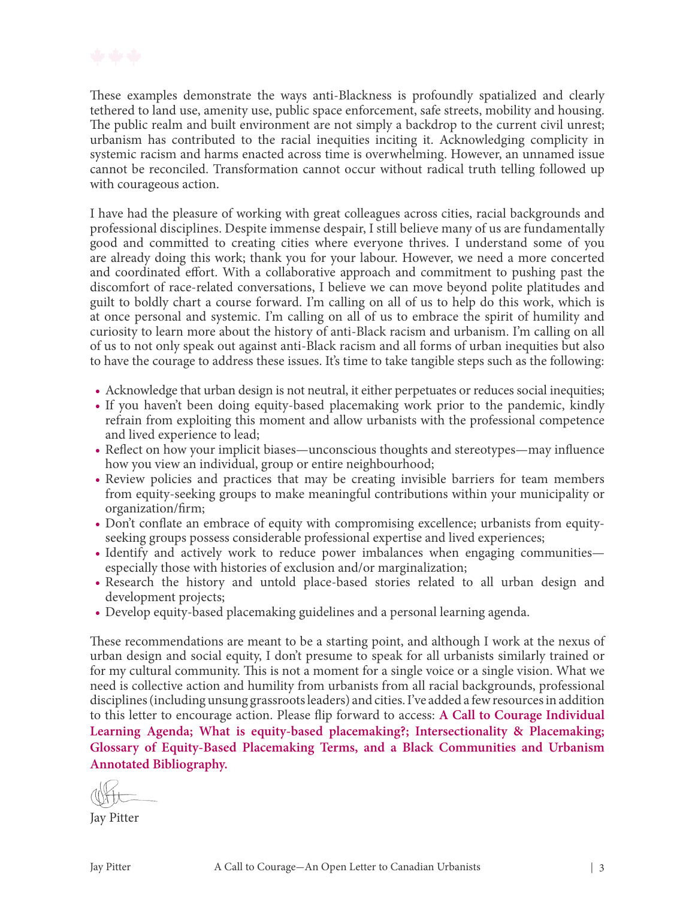These examples demonstrate the ways anti-Blackness is profoundly spatialized and clearly tethered to land use, amenity use, public space enforcement, safe streets, mobility and housing. The public realm and built environment are not simply a backdrop to the current civil unrest; urbanism has contributed to the racial inequities inciting it. Acknowledging complicity in systemic racism and harms enacted across time is overwhelming. However, an unnamed issue cannot be reconciled. Transformation cannot occur without radical truth telling followed up with courageous action.

I have had the pleasure of working with great colleagues across cities, racial backgrounds and professional disciplines. Despite immense despair, I still believe many of us are fundamentally good and committed to creating cities where everyone thrives. I understand some of you are already doing this work; thank you for your labour. However, we need a more concerted and coordinated effort. With a collaborative approach and commitment to pushing past the discomfort of race-related conversations, I believe we can move beyond polite platitudes and guilt to boldly chart a course forward. I'm calling on all of us to help do this work, which is at once personal and systemic. I'm calling on all of us to embrace the spirit of humility and curiosity to learn more about the history of anti-Black racism and urbanism. I'm calling on all of us to not only speak out against anti-Black racism and all forms of urban inequities but also to have the courage to address these issues. It's time to take tangible steps such as the following:

- Acknowledge that urban design is not neutral, it either perpetuates or reduces social inequities;
- If you haven't been doing equity-based placemaking work prior to the pandemic, kindly refrain from exploiting this moment and allow urbanists with the professional competence and lived experience to lead;
- Reflect on how your implicit biases—unconscious thoughts and stereotypes—may influence how you view an individual, group or entire neighbourhood;
- Review policies and practices that may be creating invisible barriers for team members from equity-seeking groups to make meaningful contributions within your municipality or organization/firm;
- Don't conflate an embrace of equity with compromising excellence; urbanists from equity-seeking groups possess considerable professional expertise and lived experiences;
- Identify and actively work to reduce power imbalances when engaging communities—especially those with histories of exclusion and/or marginalization;
- Research the history and untold place-based stories related to all urban design and development projects;
- Develop equity-based placemaking guidelines and a personal learning agenda.

These recommendations are meant to be a starting point, and although I work at the nexus of urban design and social equity, I don't presume to speak for all urbanists similarly trained or for my cultural community. This is not a moment for a single voice or a single vision. What we need is collective action and humility from urbanists from all racial backgrounds, professional disciplines (including unsung grassroots leaders) and cities. I've added a few resources in addition to this letter to encourage action. Please flip forward to access: **A Call to Courage Individual Learning Agenda; What is equity-based placemaking?; Intersectionality & Placemaking; Glossary of Equity-Based Placemaking Terms, and a Black Communities and Urbanism Annotated Bibliography.**

Jay Pitter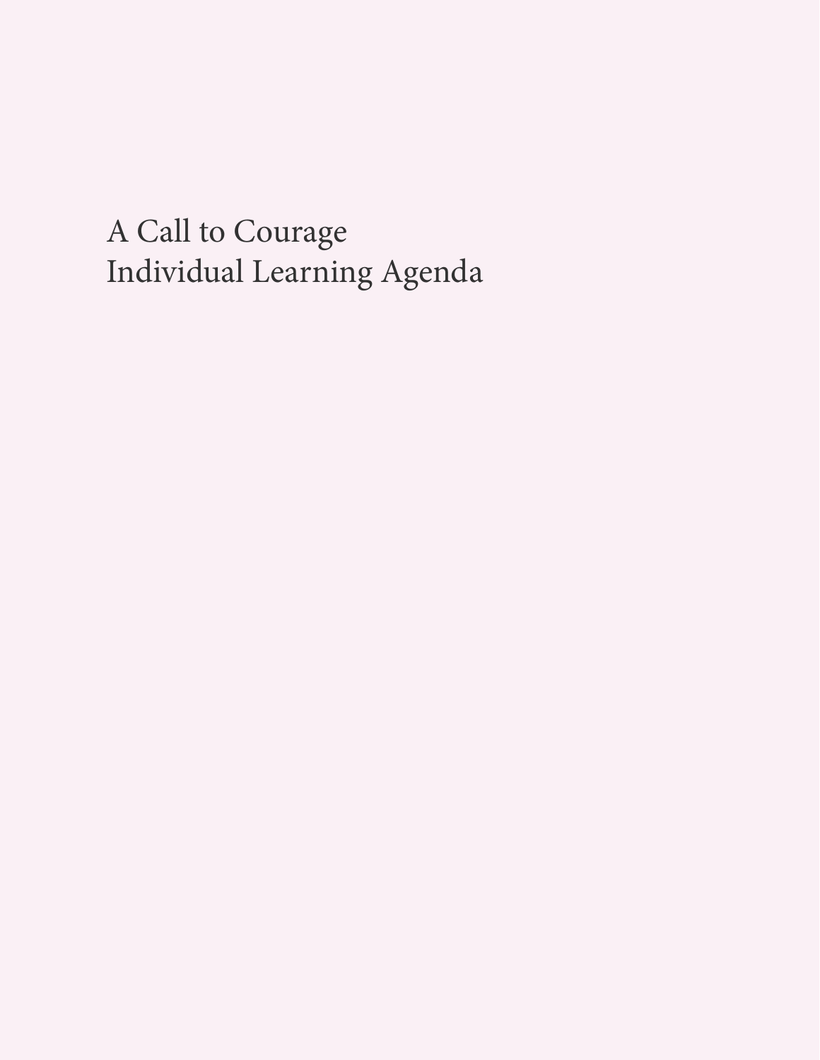# A Call to Courage
# Individual Learning Agenda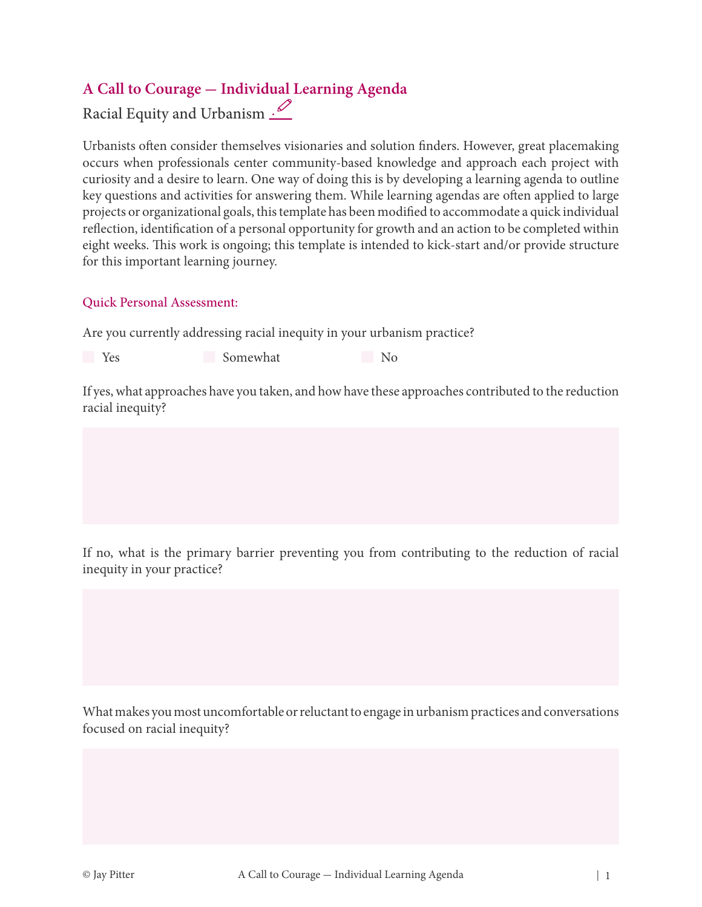# A Call to Courage — Individual Learning Agenda

## Racial Equity and Urbanism

Urbanists often consider themselves visionaries and solution finders. However, great placemaking occurs when professionals center community-based knowledge and approach each project with curiosity and a desire to learn. One way of doing this is by developing a learning agenda to outline key questions and activities for answering them. While learning agendas are often applied to large projects or organizational goals, this template has been modified to accommodate a quick individual reflection, identification of a personal opportunity for growth and an action to be completed within eight weeks. This work is ongoing; this template is intended to kick-start and/or provide structure for this important learning journey.

### Quick Personal Assessment:

Are you currently addressing racial inequity in your urbanism practice?

- [ ] Yes
- [ ] Somewhat
- [ ] No

If yes, what approaches have you taken, and how have these approaches contributed to the reduction racial inequity?

If no, what is the primary barrier preventing you from contributing to the reduction of racial inequity in your practice?

What makes you most uncomfortable or reluctant to engage in urbanism practices and conversations focused on racial inequity?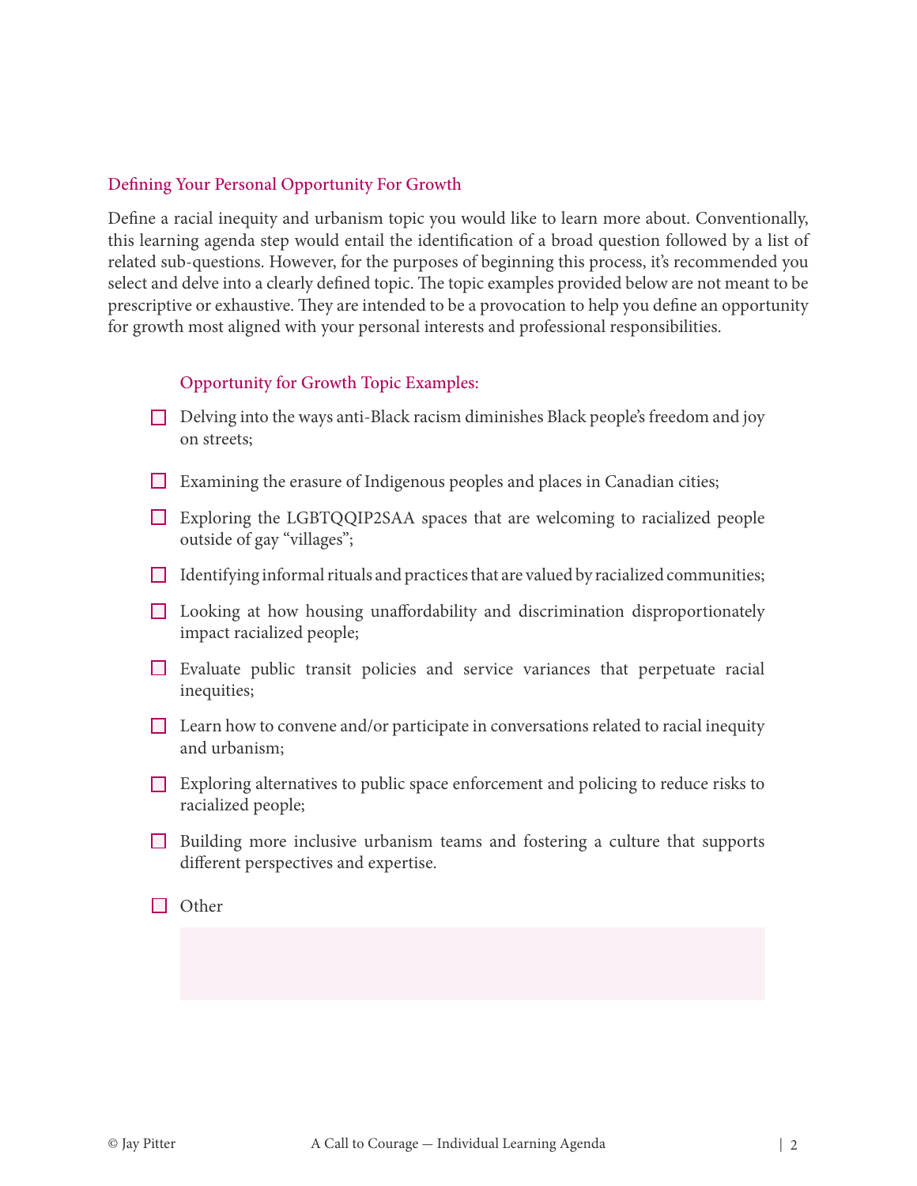## Defining Your Personal Opportunity For Growth

Define a racial inequity and urbanism topic you would like to learn more about. Conventionally, this learning agenda step would entail the identification of a broad question followed by a list of related sub-questions. However, for the purposes of beginning this process, it's recommended you select and delve into a clearly defined topic. The topic examples provided below are not meant to be prescriptive or exhaustive. They are intended to be a provocation to help you define an opportunity for growth most aligned with your personal interests and professional responsibilities.

### Opportunity for Growth Topic Examples:

- [ ] Delving into the ways anti-Black racism diminishes Black people's freedom and joy on streets;
- [ ] Examining the erasure of Indigenous peoples and places in Canadian cities;
- [ ] Exploring the LGBTQQIP2SAA spaces that are welcoming to racialized people outside of gay "villages";
- [ ] Identifying informal rituals and practices that are valued by racialized communities;
- [ ] Looking at how housing unaffordability and discrimination disproportionately impact racialized people;
- [ ] Evaluate public transit policies and service variances that perpetuate racial inequities;
- [ ] Learn how to convene and/or participate in conversations related to racial inequity and urbanism;
- [ ] Exploring alternatives to public space enforcement and policing to reduce risks to racialized people;
- [ ] Building more inclusive urbanism teams and fostering a culture that supports different perspectives and expertise.
- [ ] Other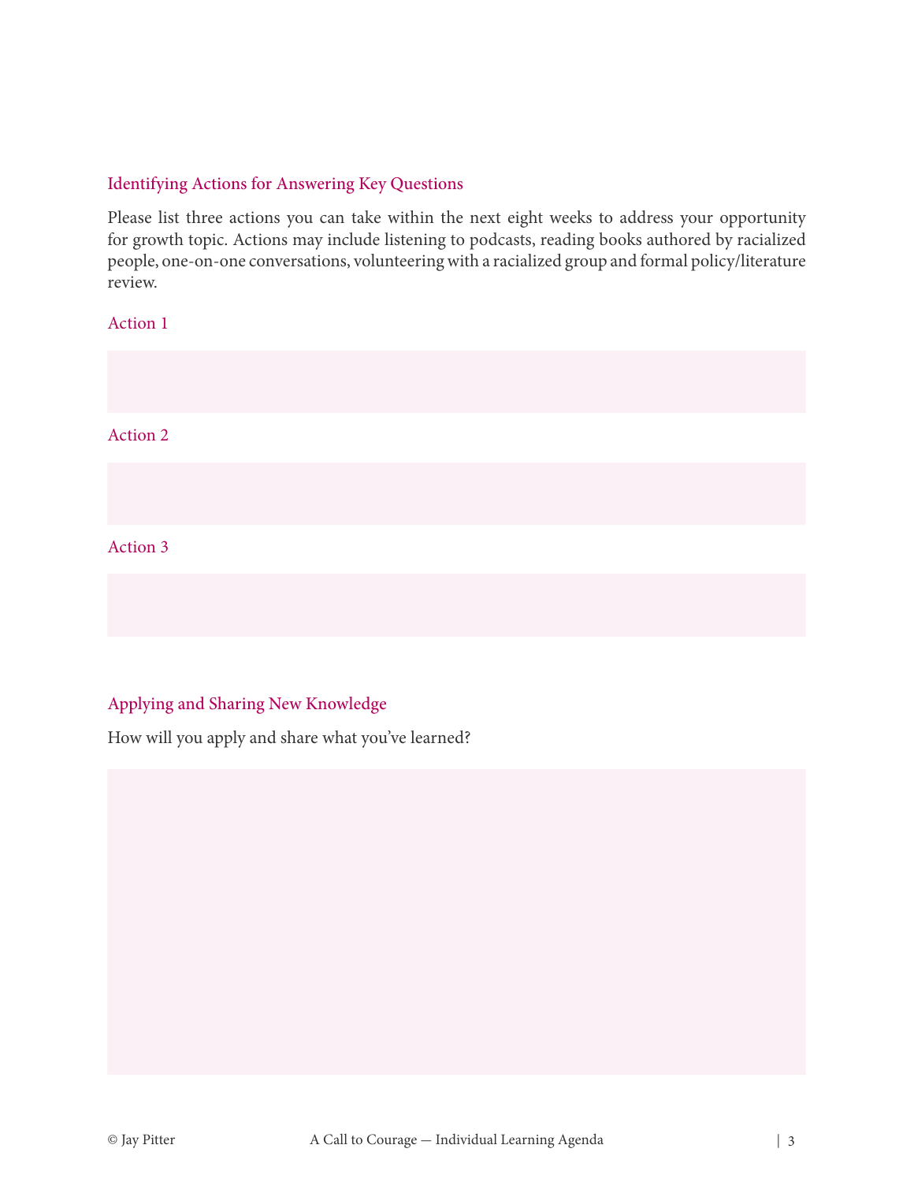## Identifying Actions for Answering Key Questions

Please list three actions you can take within the next eight weeks to address your opportunity for growth topic. Actions may include listening to podcasts, reading books authored by racialized people, one-on-one conversations, volunteering with a racialized group and formal policy/literature review.

### Action 1

### Action 2

### Action 3

## Applying and Sharing New Knowledge

How will you apply and share what you've learned?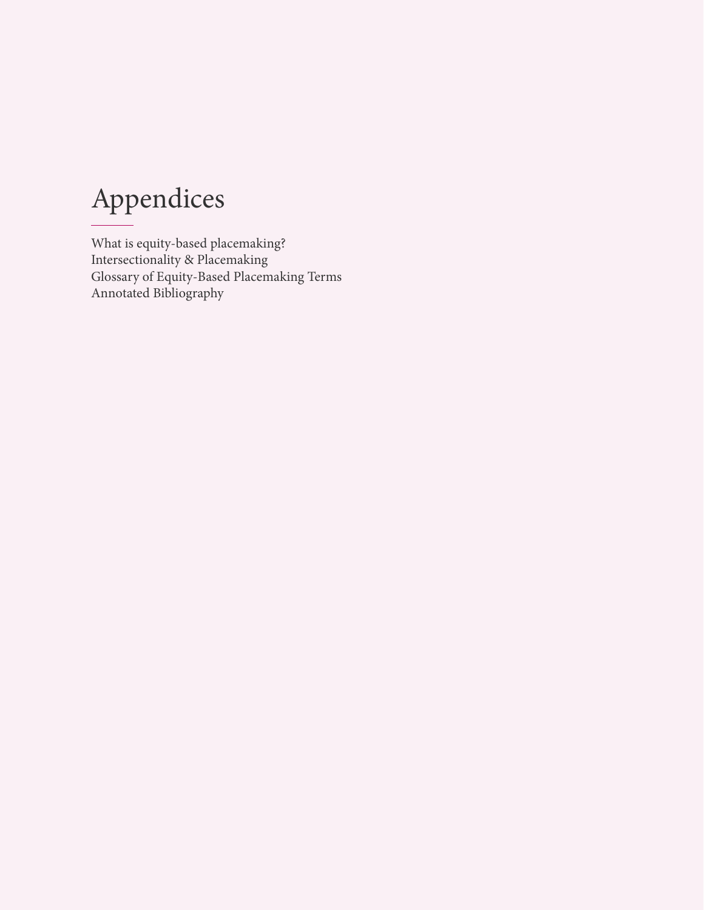# Appendices

What is equity-based placemaking?
Intersectionality & Placemaking
Glossary of Equity-Based Placemaking Terms
Annotated Bibliography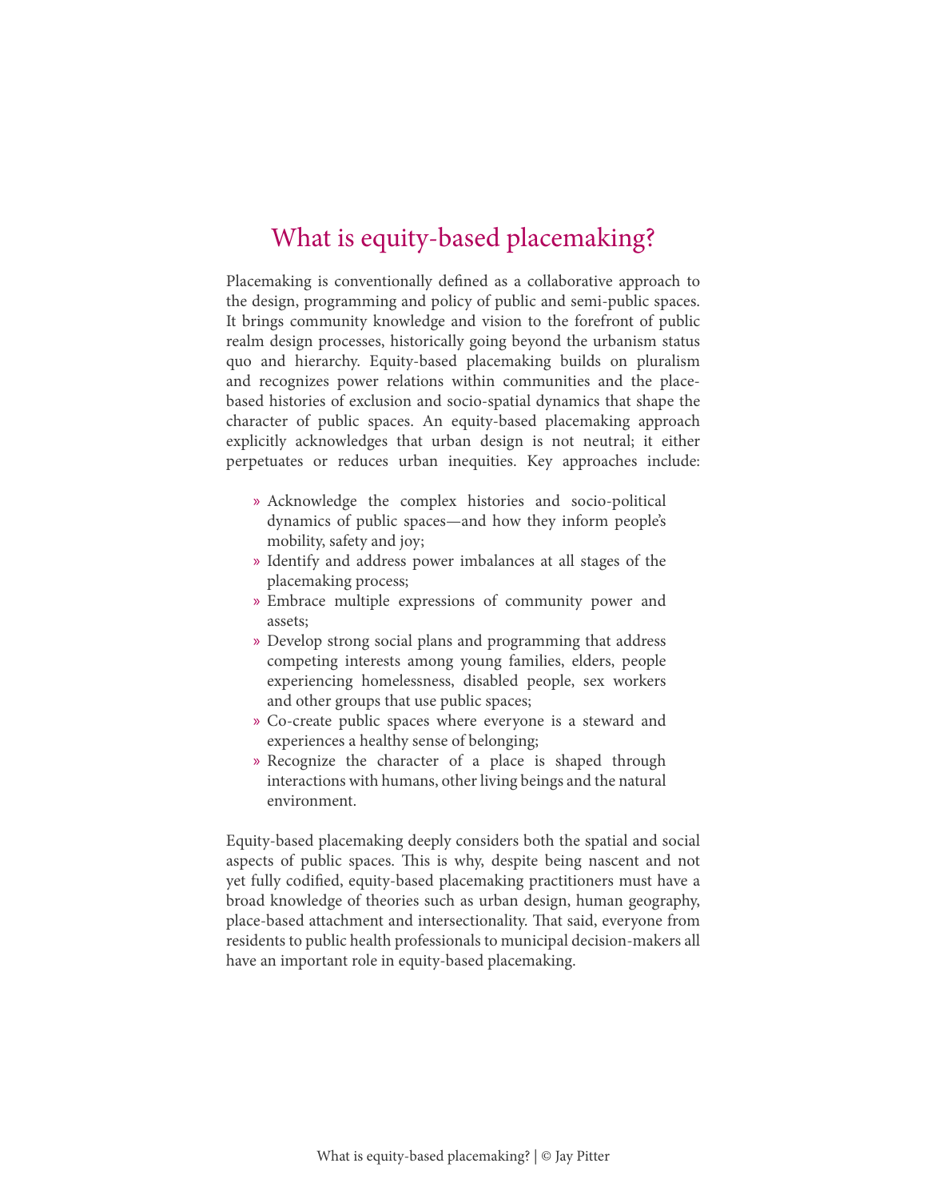# What is equity-based placemaking?

Placemaking is conventionally defined as a collaborative approach to the design, programming and policy of public and semi-public spaces. It brings community knowledge and vision to the forefront of public realm design processes, historically going beyond the urbanism status quo and hierarchy. Equity-based placemaking builds on pluralism and recognizes power relations within communities and the place-based histories of exclusion and socio-spatial dynamics that shape the character of public spaces. An equity-based placemaking approach explicitly acknowledges that urban design is not neutral; it either perpetuates or reduces urban inequities. Key approaches include:

- Acknowledge the complex histories and socio-political dynamics of public spaces—and how they inform people's mobility, safety and joy;
- Identify and address power imbalances at all stages of the placemaking process;
- Embrace multiple expressions of community power and assets;
- Develop strong social plans and programming that address competing interests among young families, elders, people experiencing homelessness, disabled people, sex workers and other groups that use public spaces;
- Co-create public spaces where everyone is a steward and experiences a healthy sense of belonging;
- Recognize the character of a place is shaped through interactions with humans, other living beings and the natural environment.

Equity-based placemaking deeply considers both the spatial and social aspects of public spaces. This is why, despite being nascent and not yet fully codified, equity-based placemaking practitioners must have a broad knowledge of theories such as urban design, human geography, place-based attachment and intersectionality. That said, everyone from residents to public health professionals to municipal decision-makers all have an important role in equity-based placemaking.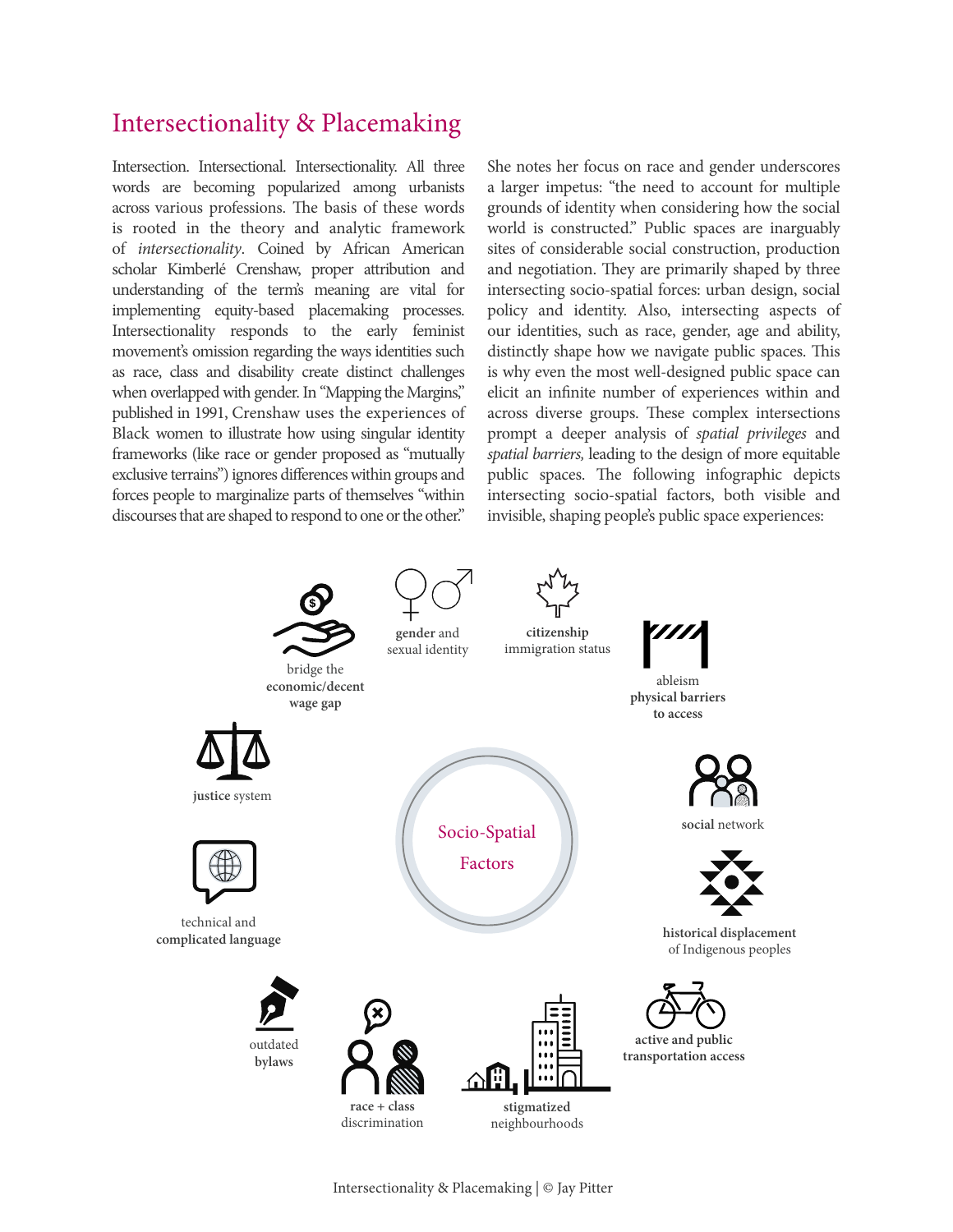# Intersectionality & Placemaking

Intersection. Intersectional. Intersectionality. All three words are becoming popularized among urbanists across various professions. The basis of these words is rooted in the theory and analytic framework of *intersectionality*. Coined by African American scholar Kimberlé Crenshaw, proper attribution and understanding of the term's meaning are vital for implementing equity-based placemaking processes. Intersectionality responds to the early feminist movement's omission regarding the ways identities such as race, class and disability create distinct challenges when overlapped with gender. In "Mapping the Margins," published in 1991, Crenshaw uses the experiences of Black women to illustrate how using singular identity frameworks (like race or gender proposed as "mutually exclusive terrains") ignores differences within groups and forces people to marginalize parts of themselves "within discourses that are shaped to respond to one or the other."

She notes her focus on race and gender underscores a larger impetus: "the need to account for multiple grounds of identity when considering how the social world is constructed." Public spaces are inarguably sites of considerable social construction, production and negotiation. They are primarily shaped by three intersecting socio-spatial forces: urban design, social policy and identity. Also, intersecting aspects of our identities, such as race, gender, age and ability, distinctly shape how we navigate public spaces. This is why even the most well-designed public space can elicit an infinite number of experiences within and across diverse groups. These complex intersections prompt a deeper analysis of *spatial privileges* and *spatial barriers,* leading to the design of more equitable public spaces. The following infographic depicts intersecting socio-spatial factors, both visible and invisible, shaping people's public space experiences:

**Socio-Spatial Factors**

- bridge the **economic/decent wage gap**
- **gender** and sexual identity
- **citizenship** immigration status
- ableism **physical barriers to access**
- **justice** system
- **social** network
- technical and **complicated language**
- **historical displacement** of Indigenous peoples
- outdated **bylaws**
- **active and public transportation access**
- **race + class** discrimination
- **stigmatized** neighbourhoods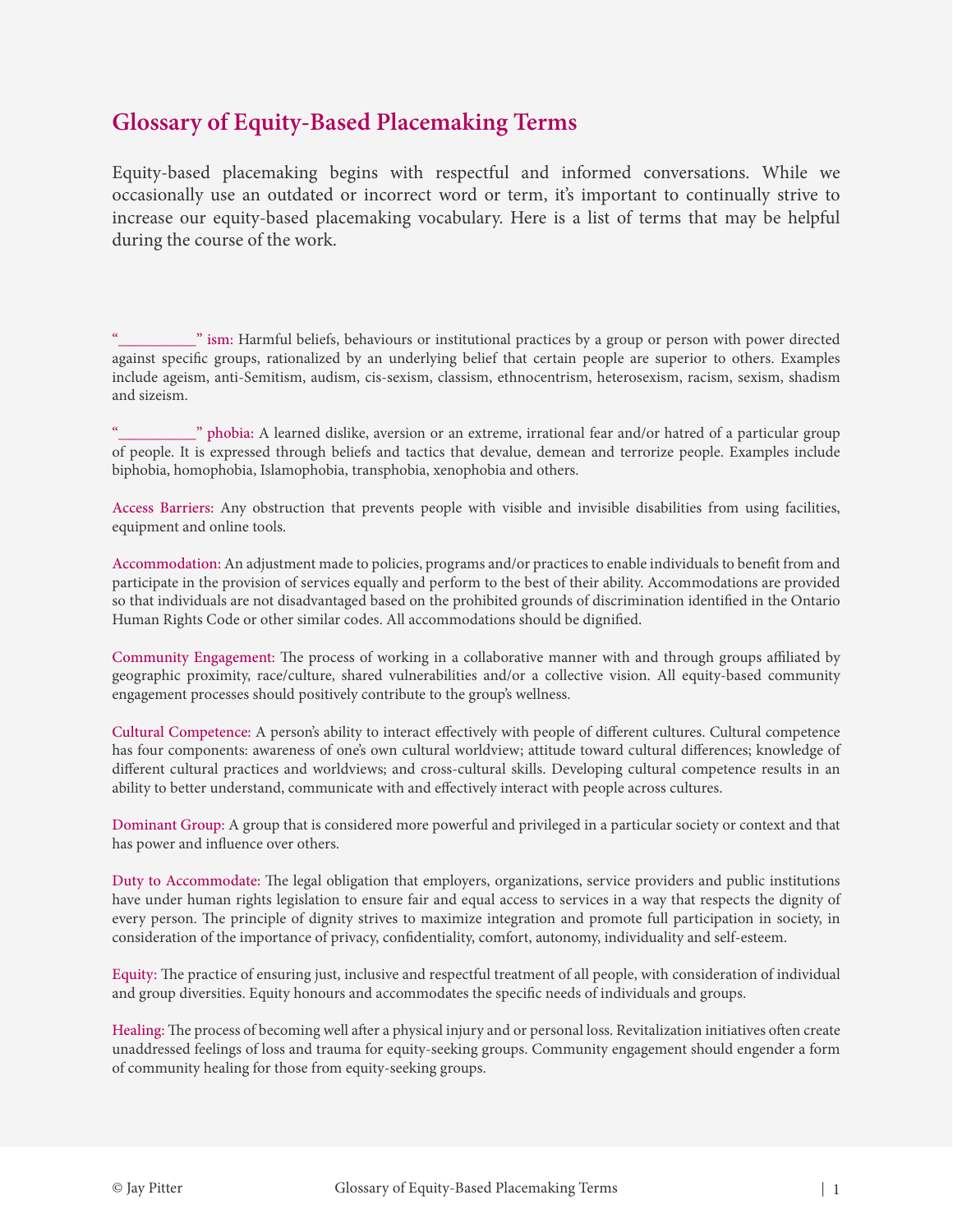# Glossary of Equity-Based Placemaking Terms

Equity-based placemaking begins with respectful and informed conversations. While we occasionally use an outdated or incorrect word or term, it's important to continually strive to increase our equity-based placemaking vocabulary. Here is a list of terms that may be helpful during the course of the work.

"__________" ism: Harmful beliefs, behaviours or institutional practices by a group or person with power directed against specific groups, rationalized by an underlying belief that certain people are superior to others. Examples include ageism, anti-Semitism, audism, cis-sexism, classism, ethnocentrism, heterosexism, racism, sexism, shadism and sizeism.

"__________" phobia: A learned dislike, aversion or an extreme, irrational fear and/or hatred of a particular group of people. It is expressed through beliefs and tactics that devalue, demean and terrorize people. Examples include biphobia, homophobia, Islamophobia, transphobia, xenophobia and others.

Access Barriers: Any obstruction that prevents people with visible and invisible disabilities from using facilities, equipment and online tools.

Accommodation: An adjustment made to policies, programs and/or practices to enable individuals to benefit from and participate in the provision of services equally and perform to the best of their ability. Accommodations are provided so that individuals are not disadvantaged based on the prohibited grounds of discrimination identified in the Ontario Human Rights Code or other similar codes. All accommodations should be dignified.

Community Engagement: The process of working in a collaborative manner with and through groups affiliated by geographic proximity, race/culture, shared vulnerabilities and/or a collective vision. All equity-based community engagement processes should positively contribute to the group's wellness.

Cultural Competence: A person's ability to interact effectively with people of different cultures. Cultural competence has four components: awareness of one's own cultural worldview; attitude toward cultural differences; knowledge of different cultural practices and worldviews; and cross-cultural skills. Developing cultural competence results in an ability to better understand, communicate with and effectively interact with people across cultures.

Dominant Group: A group that is considered more powerful and privileged in a particular society or context and that has power and influence over others.

Duty to Accommodate: The legal obligation that employers, organizations, service providers and public institutions have under human rights legislation to ensure fair and equal access to services in a way that respects the dignity of every person. The principle of dignity strives to maximize integration and promote full participation in society, in consideration of the importance of privacy, confidentiality, comfort, autonomy, individuality and self-esteem.

Equity: The practice of ensuring just, inclusive and respectful treatment of all people, with consideration of individual and group diversities. Equity honours and accommodates the specific needs of individuals and groups.

Healing: The process of becoming well after a physical injury and or personal loss. Revitalization initiatives often create unaddressed feelings of loss and trauma for equity-seeking groups. Community engagement should engender a form of community healing for those from equity-seeking groups.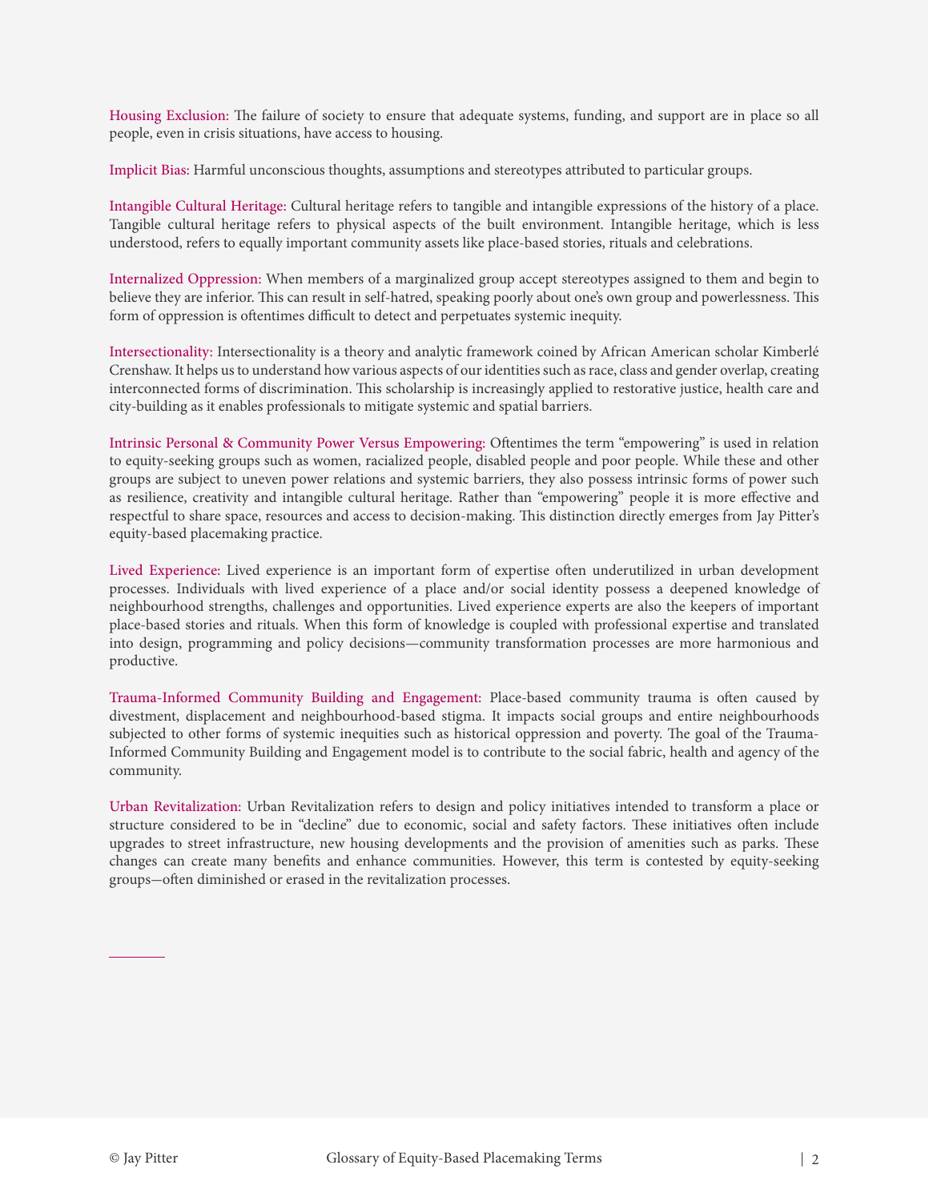**Housing Exclusion:** The failure of society to ensure that adequate systems, funding, and support are in place so all people, even in crisis situations, have access to housing.

**Implicit Bias:** Harmful unconscious thoughts, assumptions and stereotypes attributed to particular groups.

**Intangible Cultural Heritage:** Cultural heritage refers to tangible and intangible expressions of the history of a place. Tangible cultural heritage refers to physical aspects of the built environment. Intangible heritage, which is less understood, refers to equally important community assets like place-based stories, rituals and celebrations.

**Internalized Oppression:** When members of a marginalized group accept stereotypes assigned to them and begin to believe they are inferior. This can result in self-hatred, speaking poorly about one's own group and powerlessness. This form of oppression is oftentimes difficult to detect and perpetuates systemic inequity.

**Intersectionality:** Intersectionality is a theory and analytic framework coined by African American scholar Kimberlé Crenshaw. It helps us to understand how various aspects of our identities such as race, class and gender overlap, creating interconnected forms of discrimination. This scholarship is increasingly applied to restorative justice, health care and city-building as it enables professionals to mitigate systemic and spatial barriers.

**Intrinsic Personal & Community Power Versus Empowering:** Oftentimes the term "empowering" is used in relation to equity-seeking groups such as women, racialized people, disabled people and poor people. While these and other groups are subject to uneven power relations and systemic barriers, they also possess intrinsic forms of power such as resilience, creativity and intangible cultural heritage. Rather than "empowering" people it is more effective and respectful to share space, resources and access to decision-making. This distinction directly emerges from Jay Pitter's equity-based placemaking practice.

**Lived Experience:** Lived experience is an important form of expertise often underutilized in urban development processes. Individuals with lived experience of a place and/or social identity possess a deepened knowledge of neighbourhood strengths, challenges and opportunities. Lived experience experts are also the keepers of important place-based stories and rituals. When this form of knowledge is coupled with professional expertise and translated into design, programming and policy decisions—community transformation processes are more harmonious and productive.

**Trauma-Informed Community Building and Engagement:** Place-based community trauma is often caused by divestment, displacement and neighbourhood-based stigma. It impacts social groups and entire neighbourhoods subjected to other forms of systemic inequities such as historical oppression and poverty. The goal of the Trauma-Informed Community Building and Engagement model is to contribute to the social fabric, health and agency of the community.

**Urban Revitalization:** Urban Revitalization refers to design and policy initiatives intended to transform a place or structure considered to be in "decline" due to economic, social and safety factors. These initiatives often include upgrades to street infrastructure, new housing developments and the provision of amenities such as parks. These changes can create many benefits and enhance communities. However, this term is contested by equity-seeking groups—often diminished or erased in the revitalization processes.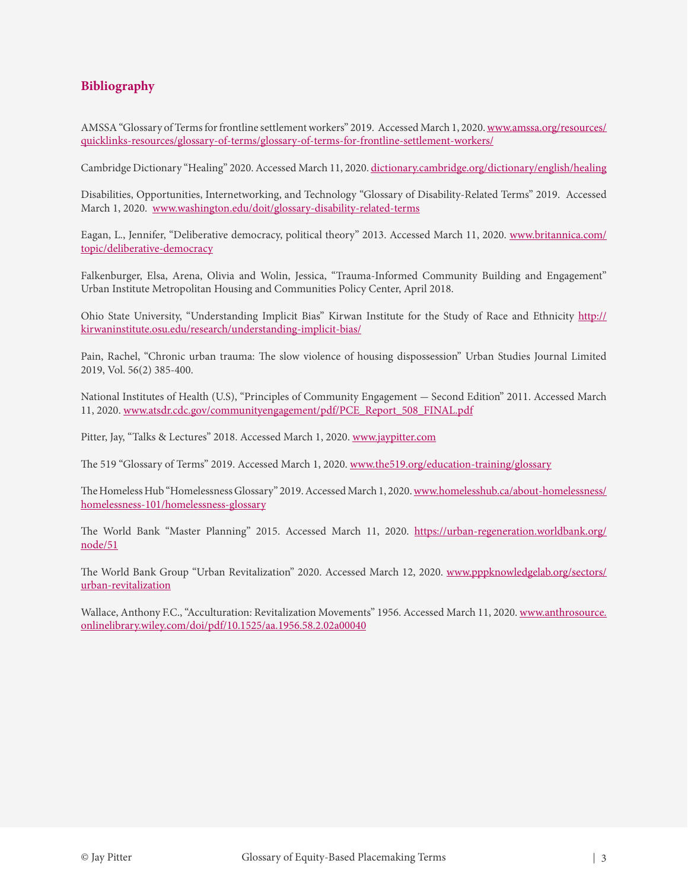## Bibliography

AMSSA "Glossary of Terms for frontline settlement workers" 2019. Accessed March 1, 2020. www.amssa.org/resources/quicklinks-resources/glossary-of-terms/glossary-of-terms-for-frontline-settlement-workers/

Cambridge Dictionary "Healing" 2020. Accessed March 11, 2020. dictionary.cambridge.org/dictionary/english/healing

Disabilities, Opportunities, Internetworking, and Technology "Glossary of Disability-Related Terms" 2019. Accessed March 1, 2020. www.washington.edu/doit/glossary-disability-related-terms

Eagan, L., Jennifer, "Deliberative democracy, political theory" 2013. Accessed March 11, 2020. www.britannica.com/topic/deliberative-democracy

Falkenburger, Elsa, Arena, Olivia and Wolin, Jessica, "Trauma-Informed Community Building and Engagement" Urban Institute Metropolitan Housing and Communities Policy Center, April 2018.

Ohio State University, "Understanding Implicit Bias" Kirwan Institute for the Study of Race and Ethnicity http://kirwaninstitute.osu.edu/research/understanding-implicit-bias/

Pain, Rachel, "Chronic urban trauma: The slow violence of housing dispossession" Urban Studies Journal Limited 2019, Vol. 56(2) 385-400.

National Institutes of Health (U.S), "Principles of Community Engagement — Second Edition" 2011. Accessed March 11, 2020. www.atsdr.cdc.gov/communityengagement/pdf/PCE_Report_508_FINAL.pdf

Pitter, Jay, "Talks & Lectures" 2018. Accessed March 1, 2020. www.jaypitter.com

The 519 "Glossary of Terms" 2019. Accessed March 1, 2020. www.the519.org/education-training/glossary

The Homeless Hub "Homelessness Glossary" 2019. Accessed March 1, 2020. www.homelesshub.ca/about-homelessness/homelessness-101/homelessness-glossary

The World Bank "Master Planning" 2015. Accessed March 11, 2020. https://urban-regeneration.worldbank.org/node/51

The World Bank Group "Urban Revitalization" 2020. Accessed March 12, 2020. www.pppknowledgelab.org/sectors/urban-revitalization

Wallace, Anthony F.C., "Acculturation: Revitalization Movements" 1956. Accessed March 11, 2020. www.anthrosource.onlinelibrary.wiley.com/doi/pdf/10.1525/aa.1956.58.2.02a00040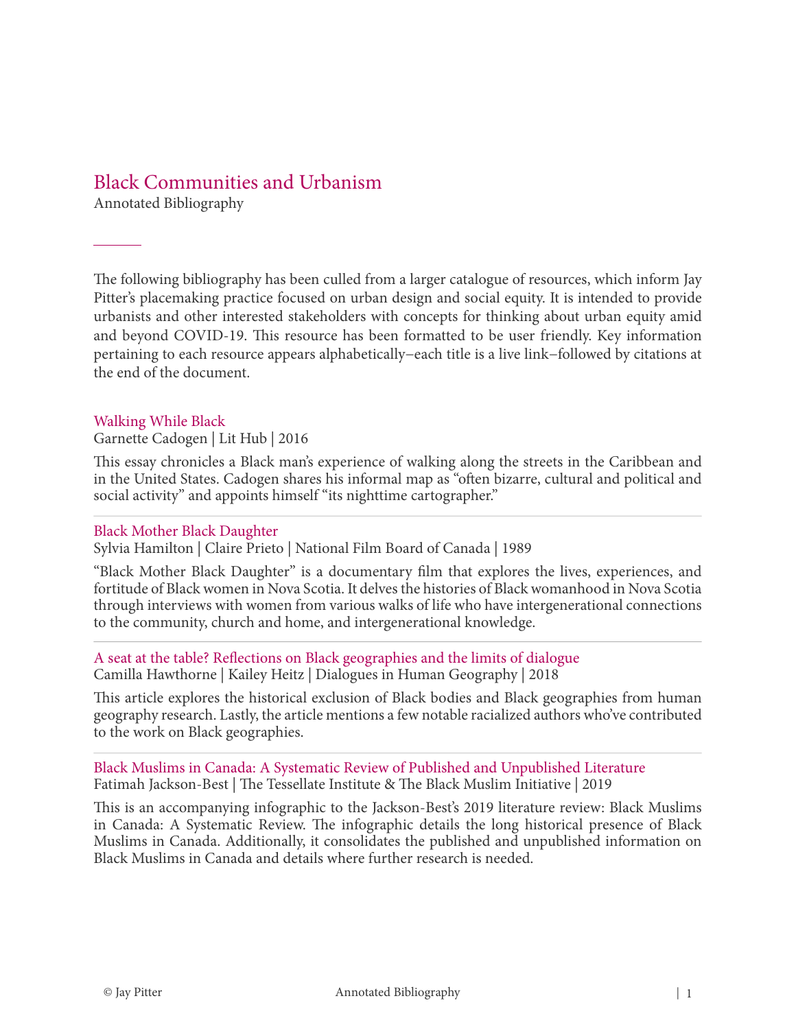# Black Communities and Urbanism

Annotated Bibliography

---

The following bibliography has been culled from a larger catalogue of resources, which inform Jay Pitter's placemaking practice focused on urban design and social equity. It is intended to provide urbanists and other interested stakeholders with concepts for thinking about urban equity amid and beyond COVID-19. This resource has been formatted to be user friendly. Key information pertaining to each resource appears alphabetically–each title is a live link–followed by citations at the end of the document.

### Walking While Black

Garnette Cadogen | Lit Hub | 2016

This essay chronicles a Black man's experience of walking along the streets in the Caribbean and in the United States. Cadogen shares his informal map as "often bizarre, cultural and political and social activity" and appoints himself "its nighttime cartographer."

---

### Black Mother Black Daughter

Sylvia Hamilton | Claire Prieto | National Film Board of Canada | 1989

"Black Mother Black Daughter" is a documentary film that explores the lives, experiences, and fortitude of Black women in Nova Scotia. It delves the histories of Black womanhood in Nova Scotia through interviews with women from various walks of life who have intergenerational connections to the community, church and home, and intergenerational knowledge.

---

### A seat at the table? Reflections on Black geographies and the limits of dialogue

Camilla Hawthorne | Kailey Heitz | Dialogues in Human Geography | 2018

This article explores the historical exclusion of Black bodies and Black geographies from human geography research. Lastly, the article mentions a few notable racialized authors who've contributed to the work on Black geographies.

---

### Black Muslims in Canada: A Systematic Review of Published and Unpublished Literature

Fatimah Jackson-Best | The Tessellate Institute & The Black Muslim Initiative | 2019

This is an accompanying infographic to the Jackson-Best's 2019 literature review: Black Muslims in Canada: A Systematic Review. The infographic details the long historical presence of Black Muslims in Canada. Additionally, it consolidates the published and unpublished information on Black Muslims in Canada and details where further research is needed.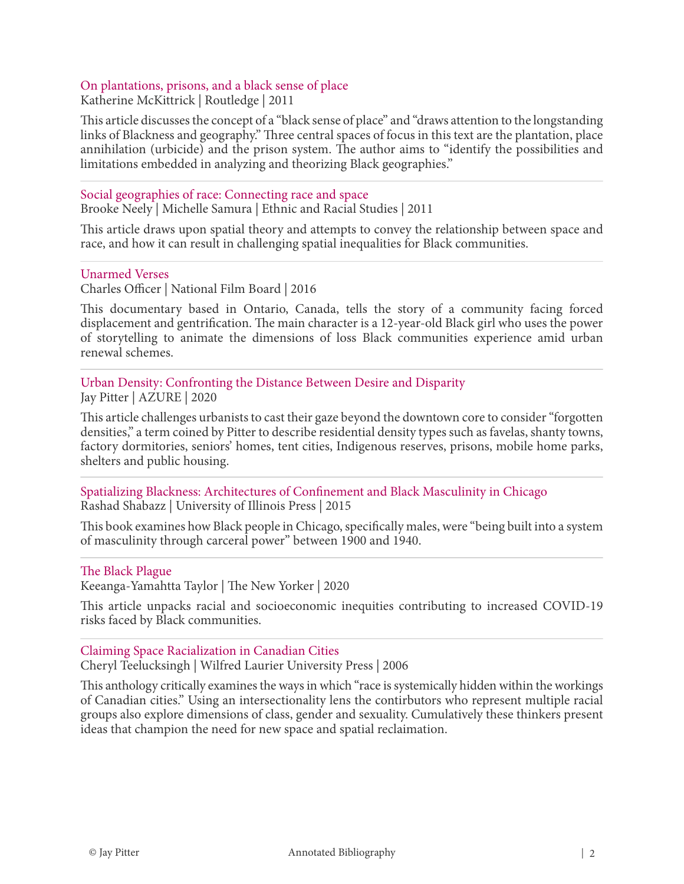### On plantations, prisons, and a black sense of place

Katherine McKittrick | Routledge | 2011

This article discusses the concept of a "black sense of place" and "draws attention to the longstanding links of Blackness and geography." Three central spaces of focus in this text are the plantation, place annihilation (urbicide) and the prison system. The author aims to "identify the possibilities and limitations embedded in analyzing and theorizing Black geographies."

---

### Social geographies of race: Connecting race and space

Brooke Neely | Michelle Samura | Ethnic and Racial Studies | 2011

This article draws upon spatial theory and attempts to convey the relationship between space and race, and how it can result in challenging spatial inequalities for Black communities.

---

### Unarmed Verses

Charles Officer | National Film Board | 2016

This documentary based in Ontario, Canada, tells the story of a community facing forced displacement and gentrification. The main character is a 12-year-old Black girl who uses the power of storytelling to animate the dimensions of loss Black communities experience amid urban renewal schemes.

---

### Urban Density: Confronting the Distance Between Desire and Disparity

Jay Pitter | AZURE | 2020

This article challenges urbanists to cast their gaze beyond the downtown core to consider "forgotten densities," a term coined by Pitter to describe residential density types such as favelas, shanty towns, factory dormitories, seniors' homes, tent cities, Indigenous reserves, prisons, mobile home parks, shelters and public housing.

---

### Spatializing Blackness: Architectures of Confinement and Black Masculinity in Chicago

Rashad Shabazz | University of Illinois Press | 2015

This book examines how Black people in Chicago, specifically males, were "being built into a system of masculinity through carceral power" between 1900 and 1940.

---

### The Black Plague

Keeanga-Yamahtta Taylor | The New Yorker | 2020

This article unpacks racial and socioeconomic inequities contributing to increased COVID-19 risks faced by Black communities.

---

### Claiming Space Racialization in Canadian Cities

Cheryl Teelucksingh | Wilfred Laurier University Press | 2006

This anthology critically examines the ways in which "race is systemically hidden within the workings of Canadian cities." Using an intersectionality lens the contirbutors who represent multiple racial groups also explore dimensions of class, gender and sexuality. Cumulatively these thinkers present ideas that champion the need for new space and spatial reclaimation.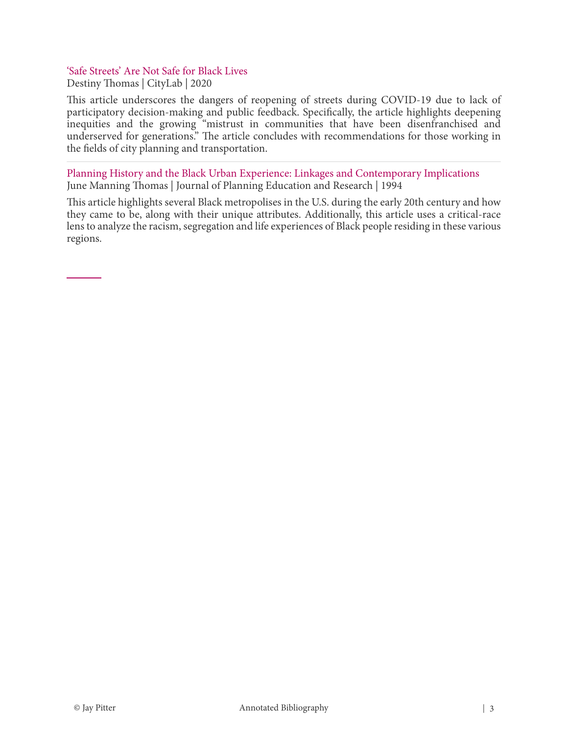'Safe Streets' Are Not Safe for Black Lives

Destiny Thomas | CityLab | 2020

This article underscores the dangers of reopening of streets during COVID-19 due to lack of participatory decision-making and public feedback. Specifically, the article highlights deepening inequities and the growing "mistrust in communities that have been disenfranchised and underserved for generations." The article concludes with recommendations for those working in the fields of city planning and transportation.

---

Planning History and the Black Urban Experience: Linkages and Contemporary Implications

June Manning Thomas | Journal of Planning Education and Research | 1994

This article highlights several Black metropolises in the U.S. during the early 20th century and how they came to be, along with their unique attributes. Additionally, this article uses a critical-race lens to analyze the racism, segregation and life experiences of Black people residing in these various regions.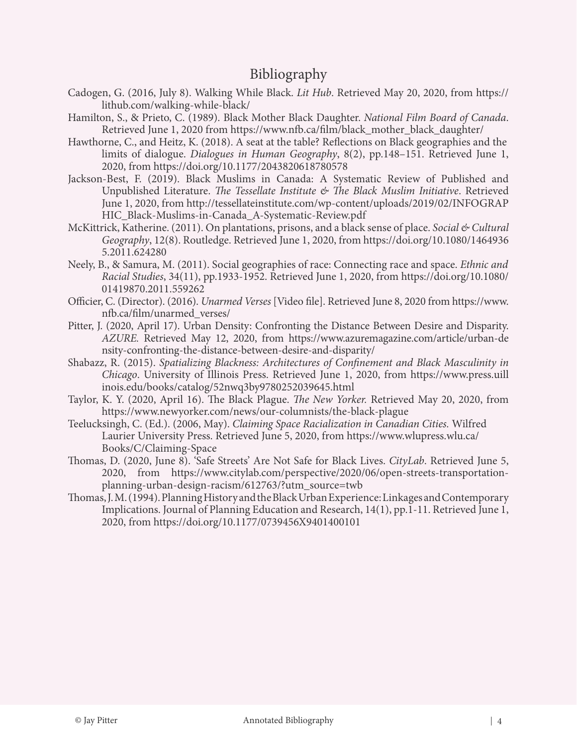# Bibliography

Cadogen, G. (2016, July 8). Walking While Black. *Lit Hub*. Retrieved May 20, 2020, from https://lithub.com/walking-while-black/

Hamilton, S., & Prieto, C. (1989). Black Mother Black Daughter. *National Film Board of Canada*. Retrieved June 1, 2020 from https://www.nfb.ca/film/black_mother_black_daughter/

Hawthorne, C., and Heitz, K. (2018). A seat at the table? Reflections on Black geographies and the limits of dialogue. *Dialogues in Human Geography*, 8(2), pp.148–151. Retrieved June 1, 2020, from https://doi.org/10.1177/2043820618780578

Jackson-Best, F. (2019). Black Muslims in Canada: A Systematic Review of Published and Unpublished Literature. *The Tessellate Institute & The Black Muslim Initiative*. Retrieved June 1, 2020, from http://tessellateinstitute.com/wp-content/uploads/2019/02/INFOGRAPHIC_Black-Muslims-in-Canada_A-Systematic-Review.pdf

McKittrick, Katherine. (2011). On plantations, prisons, and a black sense of place. *Social & Cultural Geography*, 12(8). Routledge. Retrieved June 1, 2020, from https://doi.org/10.1080/14649365.2011.624280

Neely, B., & Samura, M. (2011). Social geographies of race: Connecting race and space. *Ethnic and Racial Studies*, 34(11), pp.1933-1952. Retrieved June 1, 2020, from https://doi.org/10.1080/01419870.2011.559262

Officier, C. (Director). (2016). *Unarmed Verses* [Video file]. Retrieved June 8, 2020 from https://www.nfb.ca/film/unarmed_verses/

Pitter, J. (2020, April 17). Urban Density: Confronting the Distance Between Desire and Disparity. *AZURE.* Retrieved May 12, 2020, from https://www.azuremagazine.com/article/urban-density-confronting-the-distance-between-desire-and-disparity/

Shabazz, R. (2015). *Spatializing Blackness: Architectures of Confinement and Black Masculinity in Chicago*. University of Illinois Press. Retrieved June 1, 2020, from https://www.press.uillinois.edu/books/catalog/52nwq3by9780252039645.html

Taylor, K. Y. (2020, April 16). The Black Plague. *The New Yorker.* Retrieved May 20, 2020, from https://www.newyorker.com/news/our-columnists/the-black-plague

Teelucksingh, C. (Ed.). (2006, May). *Claiming Space Racialization in Canadian Cities.* Wilfred Laurier University Press. Retrieved June 5, 2020, from https://www.wlupress.wlu.ca/Books/C/Claiming-Space

Thomas, D. (2020, June 8). 'Safe Streets' Are Not Safe for Black Lives. *CityLab*. Retrieved June 5, 2020, from https://www.citylab.com/perspective/2020/06/open-streets-transportation-planning-urban-design-racism/612763/?utm_source=twb

Thomas, J. M. (1994). Planning History and the Black Urban Experience: Linkages and Contemporary Implications. Journal of Planning Education and Research, 14(1), pp.1-11. Retrieved June 1, 2020, from https://doi.org/10.1177/0739456X9401400101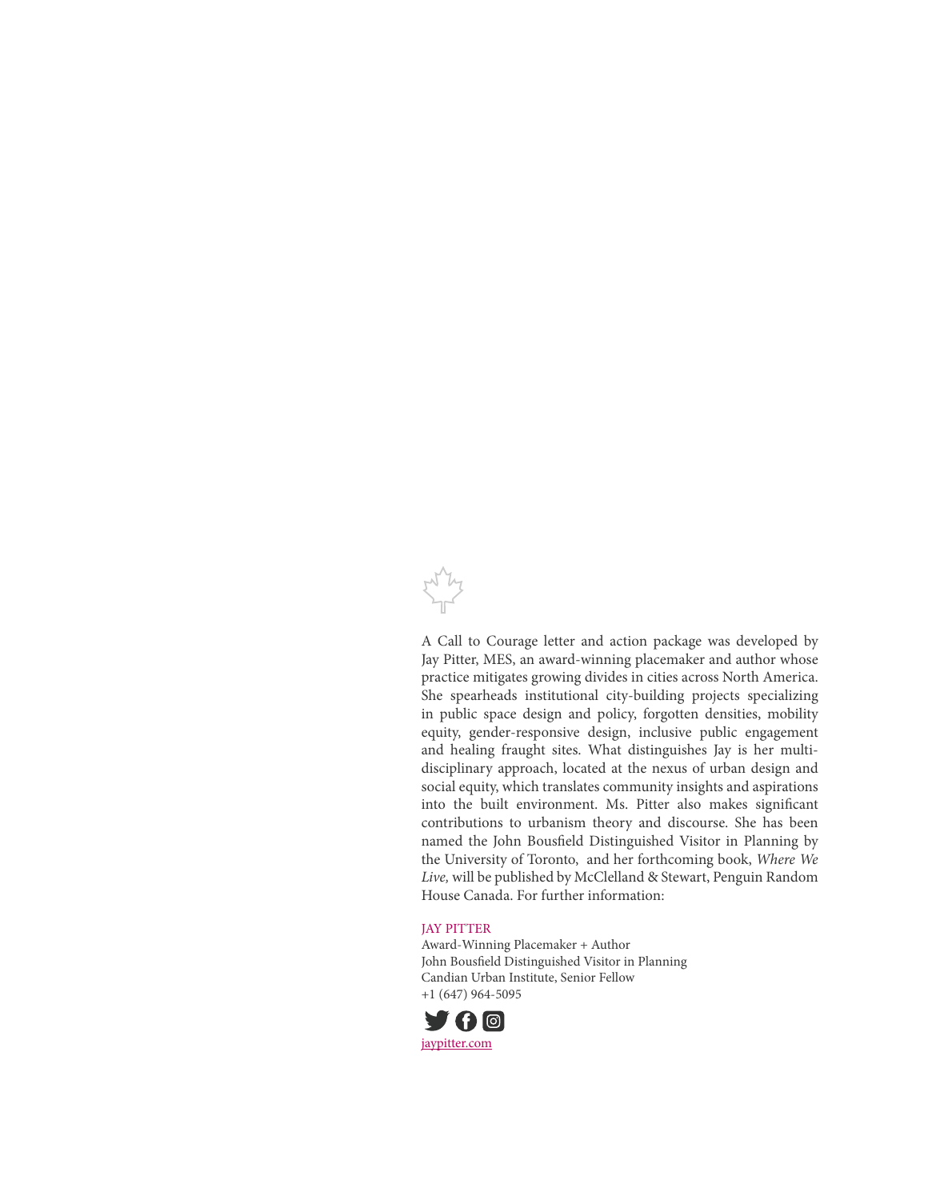A Call to Courage letter and action package was developed by Jay Pitter, MES, an award-winning placemaker and author whose practice mitigates growing divides in cities across North America. She spearheads institutional city-building projects specializing in public space design and policy, forgotten densities, mobility equity, gender-responsive design, inclusive public engagement and healing fraught sites. What distinguishes Jay is her multi-disciplinary approach, located at the nexus of urban design and social equity, which translates community insights and aspirations into the built environment. Ms. Pitter also makes significant contributions to urbanism theory and discourse. She has been named the John Bousfield Distinguished Visitor in Planning by the University of Toronto, and her forthcoming book, *Where We Live,* will be published by McClelland & Stewart, Penguin Random House Canada. For further information:

JAY PITTER
Award-Winning Placemaker + Author
John Bousfield Distinguished Visitor in Planning
Candian Urban Institute, Senior Fellow
+1 (647) 964-5095

jaypitter.com